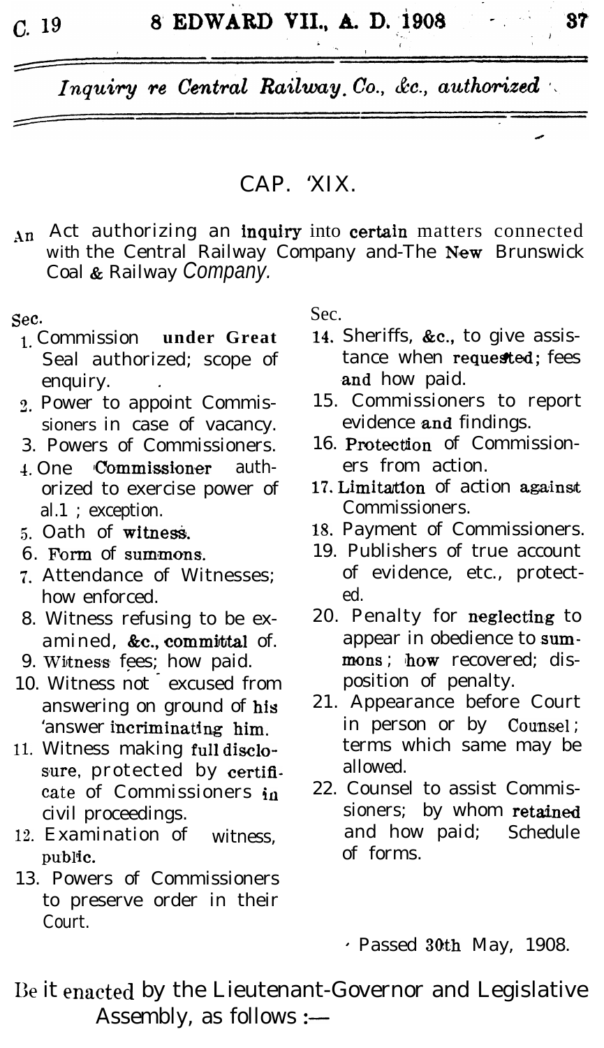## CAP. XIX.

An Act authorizing an inquiry into certain matters connected with the Central Railway Company and The New Brunswick Coal & Railway Company.

Sec.

1. Commission under Great Seal authorized; scope of enquiry.
2. Power to appoint Commissioners in case of vacancy.
3. Powers of Commissioners.
4. One Commissioner authorized to exercise power of al.1 ; exception.
5. Oath of witness.
6. Form of summons.
7. Attendance of Witnesses; how enforced.
8. Witness refusing to be examined, &c., committal of.
9. Witness fees; how paid.
10. Witness not excused from answering on ground of his answer incriminating him.
11. Witness making full disclosure, protected by certificate of Commissioners in civil proceedings.
12. Examination of witness, public.
13. Powers of Commissioners to preserve order in their Court.
14. Sheriffs, &c., to give assistance when requested; fees and how paid.
15. Commissioners to report evidence and findings.
16. Protection of Commissioners from action.
17. Limitation of action against Commissioners.
18. Payment of Commissioners.
19. Publishers of true account of evidence, etc., protected.
20. Penalty for neglecting to appear in obedience to summons; how recovered; disposition of penalty.
21. Appearance before Court in person or by Counsel; terms which same may be allowed.
22. Counsel to assist Commissioners; by whom retained and how paid; Schedule of forms.

Passed 30th May, 1908.

Be it enacted by the Lieutenant-Governor and Legislative Assembly, as follows :—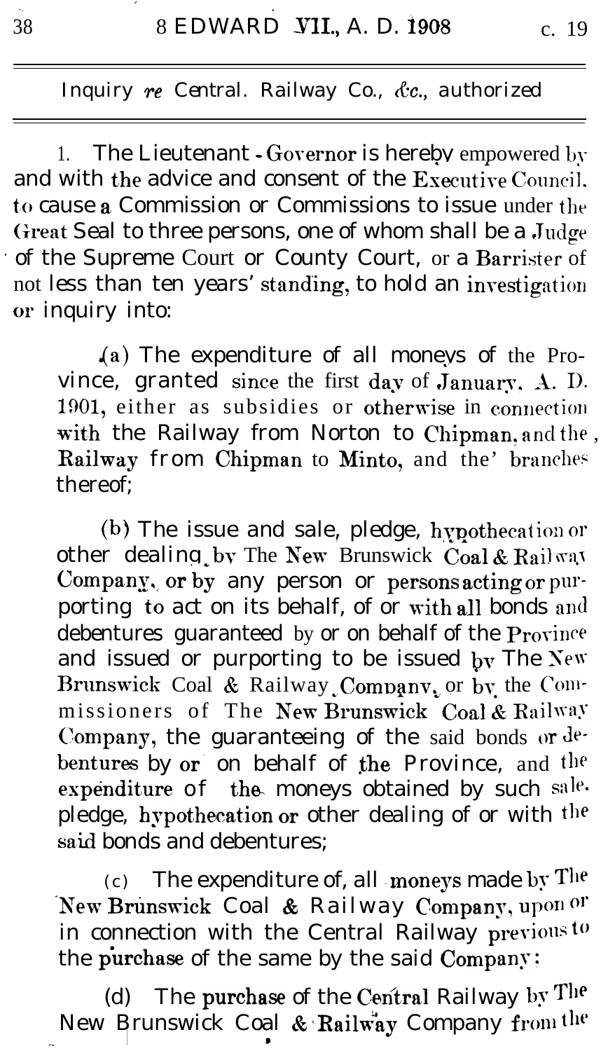Inquiry *re* Central. Railway Co., &c., authorized

1. The Lieutenant-Governor is hereby empowered by and with the advice and consent of the Executive Council, to cause a Commission or Commissions to issue under the Great Seal to three persons, one of whom shall be a Judge of the Supreme Court or County Court, or a Barrister of not less than ten years' standing, to hold an investigation or inquiry into:

(a) The expenditure of all moneys of the Province, granted since the first day of January, A. D. 1901, either as subsidies or otherwise in connection with the Railway from Norton to Chipman, and the Railway from Chipman to Minto, and the branches thereof;

(b) The issue and sale, pledge, hypothecation or other dealing by The New Brunswick Coal & Railway Company, or by any person or persons acting or purporting to act on its behalf, of or with all bonds and debentures guaranteed by or on behalf of the Province and issued or purporting to be issued by The New Brunswick Coal & Railway Company, or by the Commissioners of The New Brunswick Coal & Railway Company, the guaranteeing of the said bonds or debentures by or on behalf of the Province, and the expenditure of the moneys obtained by such sale, pledge, hypothecation or other dealing of or with the said bonds and debentures;

(c) The expenditure of, all moneys made by The New Brunswick Coal & Railway Company, upon or in connection with the Central Railway previous to the purchase of the same by the said Company;

(d) The purchase of the Central Railway by The New Brunswick Coal & Railway Company from the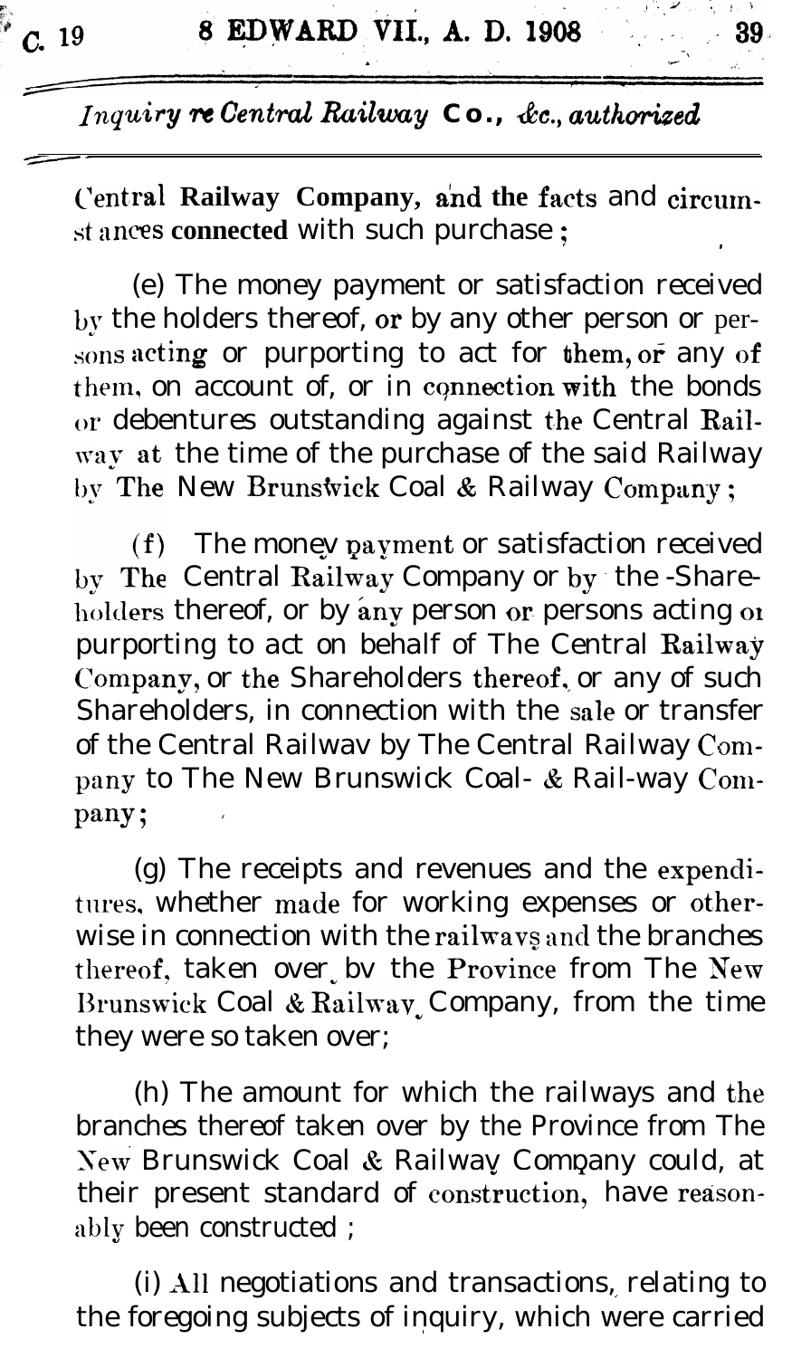Central Railway Company, and the facts and circumstances connected with such purchase ;

(e) The money payment or satisfaction received by the holders thereof, or by any other person or persons acting or purporting to act for them, or any of them, on account of, or in connection with the bonds or debentures outstanding against the Central Railway at the time of the purchase of the said Railway by The New Brunswick Coal & Railway Company ;

(f) The money payment or satisfaction received by The Central Railway Company or by the Shareholders thereof, or by any person or persons acting or purporting to act on behalf of The Central Railway Company, or the Shareholders thereof, or any of such Shareholders, in connection with the sale or transfer of the Central Railway by The Central Railway Company to The New Brunswick Coal & Railway Company;

(g) The receipts and revenues and the expenditures, whether made for working expenses or otherwise in connection with the railways and the branches thereof, taken over by the Province from The New Brunswick Coal & Railway Company, from the time they were so taken over;

(h) The amount for which the railways and the branches thereof taken over by the Province from The New Brunswick Coal & Railway Company could, at their present standard of construction, have reasonably been constructed ;

(i) All negotiations and transactions, relating to the foregoing subjects of inquiry, which were carried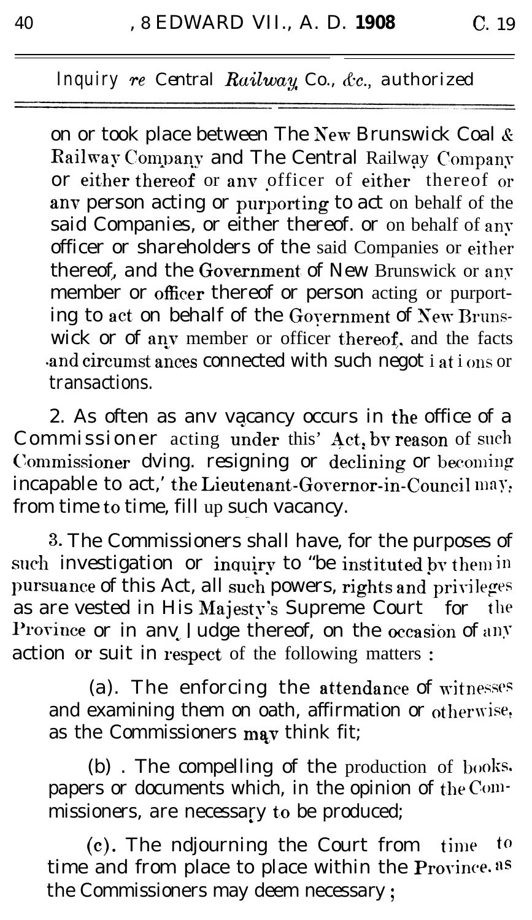on or took place between The New Brunswick Coal & Railway Company and The Central Railway Company or either thereof or any officer of either thereof or any person acting or purporting to act on behalf of the said Companies, or either thereof. or on behalf of any officer or shareholders of the said Companies or either thereof, and the Government of New Brunswick or any member or officer thereof or person acting or purporting to act on behalf of the Government of New Brunswick or of any member or officer thereof, and the facts and circumstances connected with such negotiations or transactions.

2. As often as any vacancy occurs in the office of a Commissioner acting under this' Act, by reason of such Commissioner dying. resigning or declining or becoming incapable to act,' the Lieutenant-Governor-in-Council may, from time to time, fill up such vacancy.

3. The Commissioners shall have, for the purposes of such investigation or inquiry to "be instituted by them in pursuance of this Act, all such powers, rights and privileges as are vested in His Majesty's Supreme Court for the Province or in any Judge thereof, on the occasion of any action or suit in respect of the following matters :

(a). The enforcing the attendance of witnesses and examining them on oath, affirmation or otherwise, as the Commissioners may think fit;

(b) . The compelling of the production of books. papers or documents which, in the opinion of the Commissioners, are necessary to be produced;

(c). The ndjourning the Court from time to time and from place to place within the Province. as the Commissioners may deem necessary ;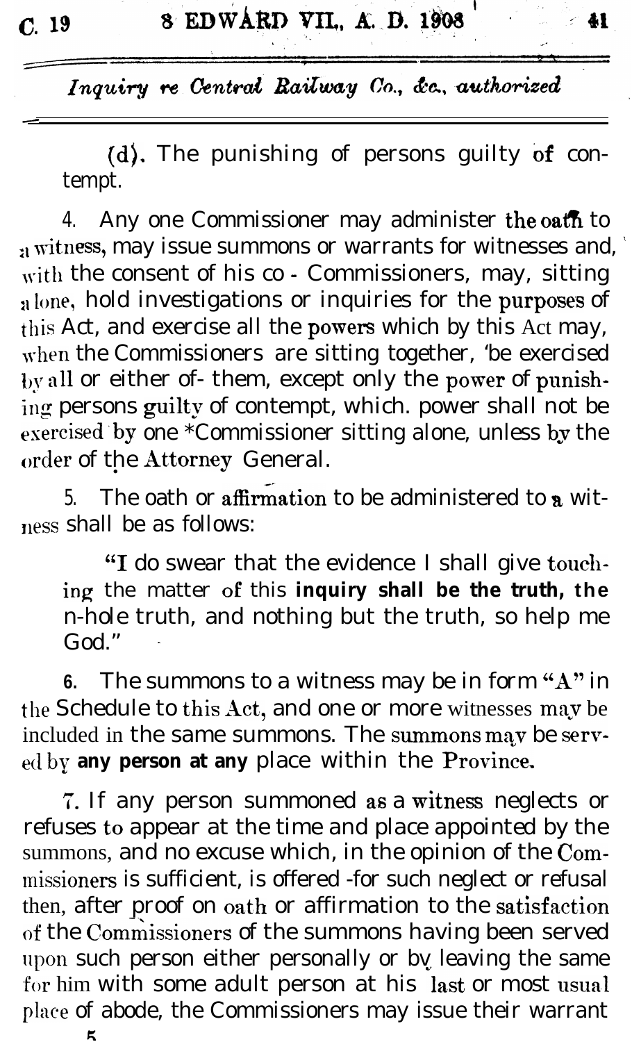(d). The punishing of persons guilty of contempt.

4. Any one Commissioner may administer the oath to a witness, may issue summons or warrants for witnesses and, with the consent of his co - Commissioners, may, sitting alone, hold investigations or inquiries for the purposes of this Act, and exercise all the powers which by this Act may, when the Commissioners are sitting together, 'be exercised by all or either of- them, except only the power of punishing persons guilty of contempt, which. power shall not be exercised by one *Commissioner sitting alone, unless by the order of the Attorney General.

5. The oath or affirmation to be administered to a witness shall be as follows:

"I do swear that the evidence I shall give touching the matter of this inquiry shall be the truth, the n-hole truth, and nothing but the truth, so help me God."

6. The summons to a witness may be in form "A" in the Schedule to this Act, and one or more witnesses may be included in the same summons. The summons may be served by any person at any place within the Province.

7. If any person summoned as a witness neglects or refuses to appear at the time and place appointed by the summons, and no excuse which, in the opinion of the Commissioners is sufficient, is offered -for such neglect or refusal then, after proof on oath or affirmation to the satisfaction of the Commissioners of the summons having been served upon such person either personally or by leaving the same for him with some adult person at his last or most usual place of abode, the Commissioners may issue their warrant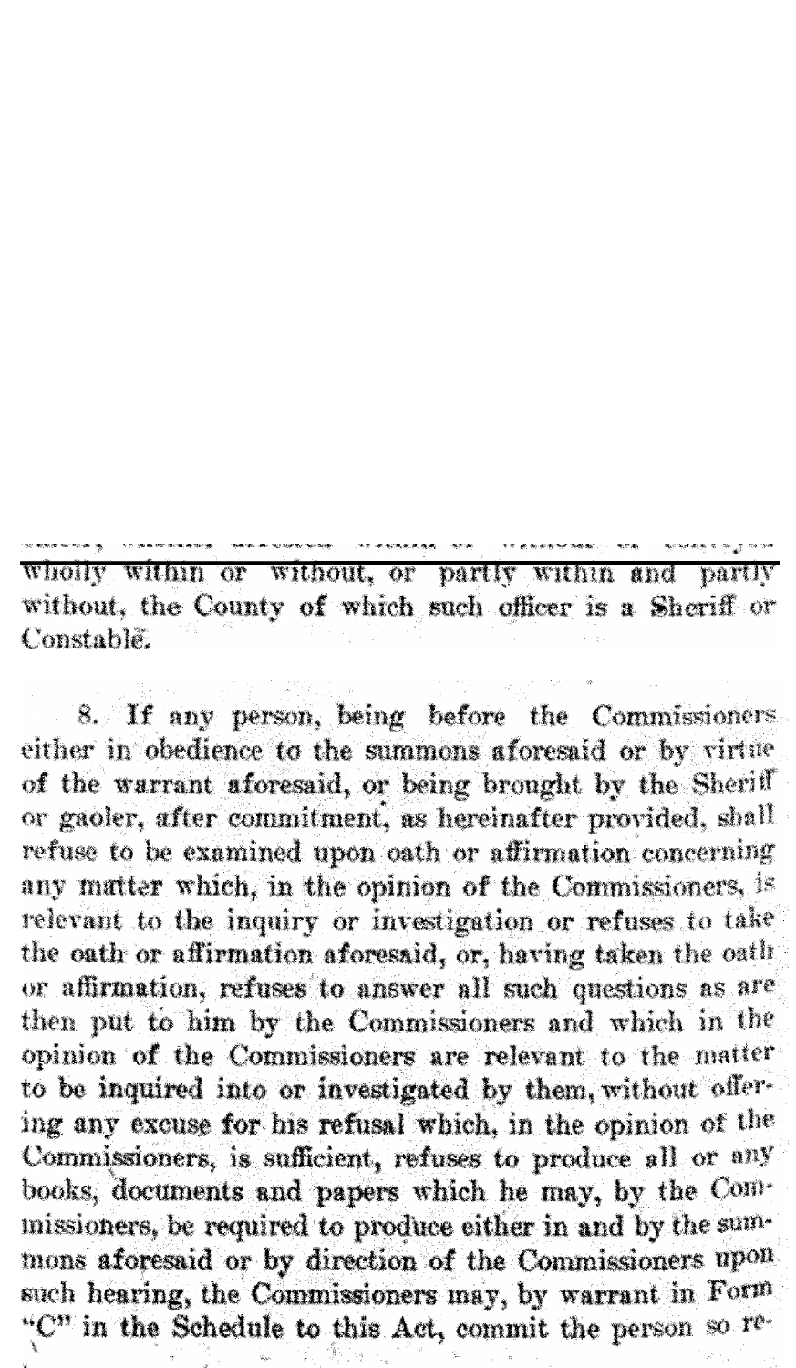wholly within or without, or partly within and partly without, the County of which such officer is a Sheriff or Constable.

8. If any person, being before the Commissioners either in obedience to the summons aforesaid or by virtue of the warrant aforesaid, or being brought by the Sheriff or gaoler, after commitment, as hereinafter provided, shall refuse to be examined upon oath or affirmation concerning any matter which, in the opinion of the Commissioners, is relevant to the inquiry or investigation or refuses to take the oath or affirmation aforesaid, or, having taken the oath or affirmation, refuses to answer all such questions as are then put to him by the Commissioners and which in the opinion of the Commissioners are relevant to the matter to be inquired into or investigated by them, without offering any excuse for his refusal which, in the opinion of the Commissioners, is sufficient, refuses to produce all or any books, documents and papers which he may, by the Commissioners, be required to produce either in and by the summons aforesaid or by direction of the Commissioners upon such hearing, the Commissioners may, by warrant in Form "C" in the Schedule to this Act, commit the person so re-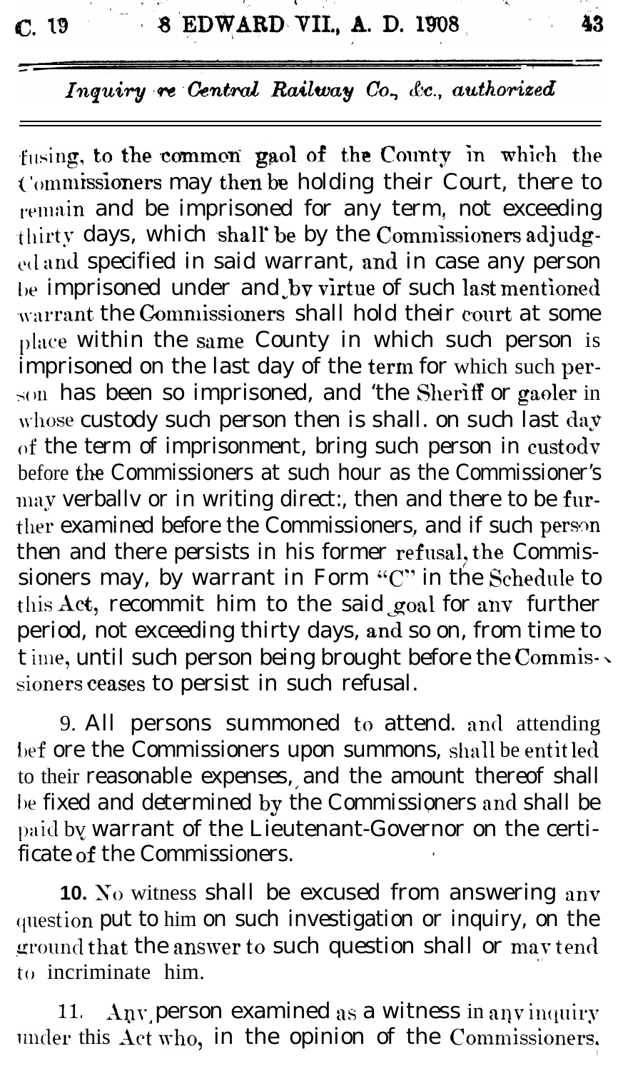fusing, to the common gaol of the County in which the Commissioners may then be holding their Court, there to remain and be imprisoned for any term, not exceeding thirty days, which shall be by the Commissioners adjudged and specified in said warrant, and in case any person be imprisoned under and by virtue of such last mentioned warrant the Commissioners shall hold their court at some place within the same County in which such person is imprisoned on the last day of the term for which such person has been so imprisoned, and the Sheriff or gaoler in whose custody such person then is shall. on such last day of the term of imprisonment, bring such person in custody before the Commissioners at such hour as the Commissioner's may verbally or in writing direct:, then and there to be further examined before the Commissioners, and if such person then and there persists in his former refusal, the Commissioners may, by warrant in Form "C" in the Schedule to this Act, recommit him to the said goal for any further period, not exceeding thirty days, and so on, from time to time, until such person being brought before the Commissioners ceases to persist in such refusal.

9. All persons summoned to attend. and attending before the Commissioners upon summons, shall be entitled to their reasonable expenses, and the amount thereof shall be fixed and determined by the Commissioners and shall be paid by warrant of the Lieutenant-Governor on the certificate of the Commissioners.

**10.** No witness shall be excused from answering any question put to him on such investigation or inquiry, on the ground that the answer to such question shall or may tend to incriminate him.

11. Any person examined as a witness in any inquiry under this Act who, in the opinion of the Commissioners.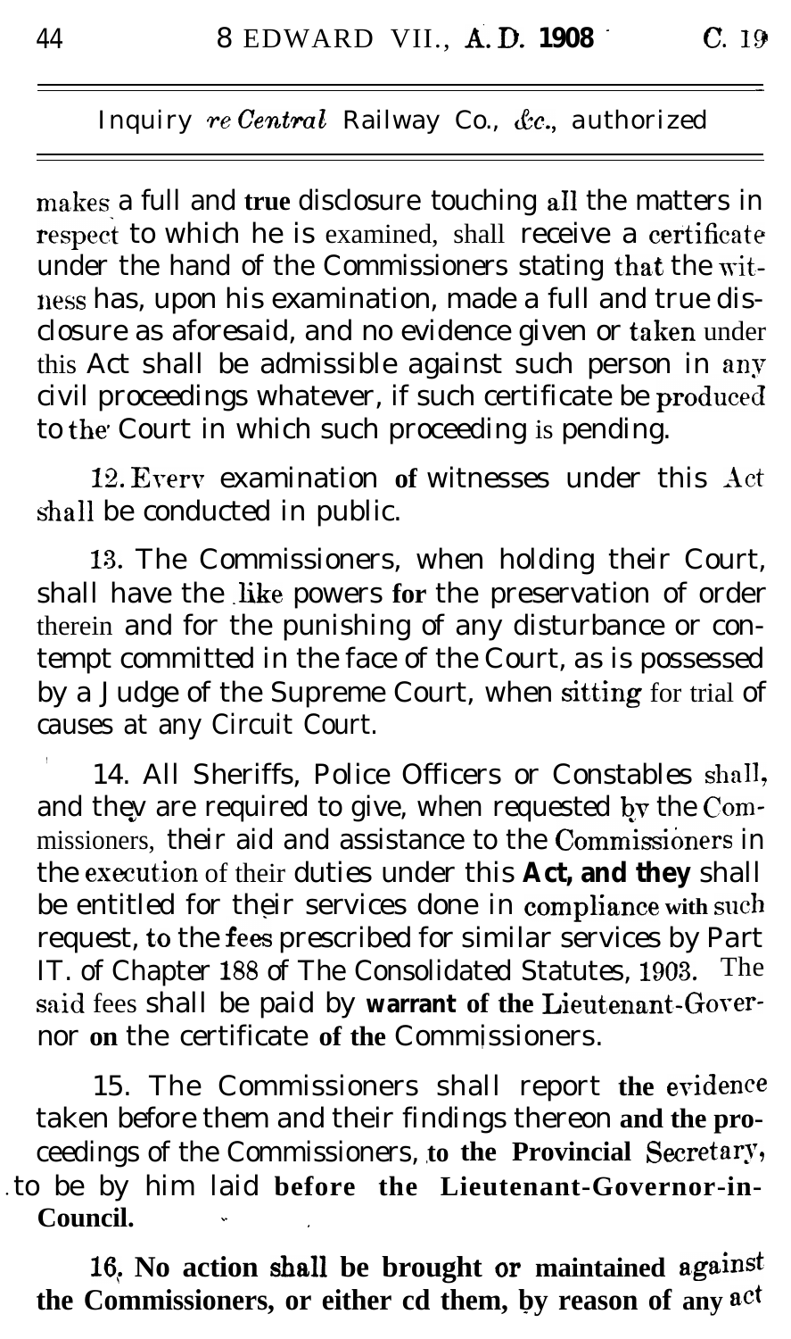makes a full and true disclosure touching all the matters in respect to which he is examined, shall receive a certificate under the hand of the Commissioners stating that the witness has, upon his examination, made a full and true disclosure as aforesaid, and no evidence given or taken under this Act shall be admissible against such person in any civil proceedings whatever, if such certificate be produced to the Court in which such proceeding is pending.

12. Every examination of witnesses under this Act shall be conducted in public.

13. The Commissioners, when holding their Court, shall have the like powers for the preservation of order therein and for the punishing of any disturbance or contempt committed in the face of the Court, as is possessed by a Judge of the Supreme Court, when sitting for trial of causes at any Circuit Court.

14. All Sheriffs, Police Officers or Constables shall, and they are required to give, when requested by the Commissioners, their aid and assistance to the Commissioners in the execution of their duties under this Act, and they shall be entitled for their services done in compliance with such request, to the fees prescribed for similar services by Part II. of Chapter 188 of The Consolidated Statutes, 1903. The said fees shall be paid by warrant of the Lieutenant-Governor on the certificate of the Commissioners.

15. The Commissioners shall report the evidence taken before them and their findings thereon and the proceedings of the Commissioners, to the Provincial Secretary, to be by him laid before the Lieutenant-Governor-in-Council.

16. No action shall be brought or maintained against the Commissioners, or either cd them, by reason of any act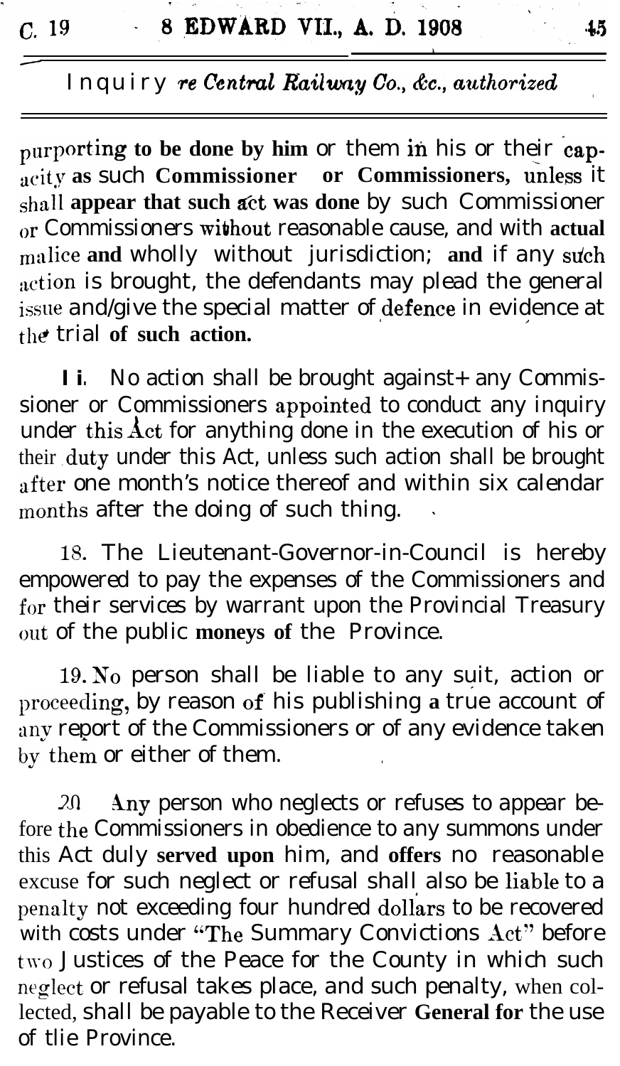purporting to be done by him or them in his or their capacity as such Commissioner or Commissioners, unless it shall appear that such act was done by such Commissioner or Commissioners without reasonable cause, and with actual malice and wholly without jurisdiction; and if any such action is brought, the defendants may plead the general issue and/give the special matter of defence in evidence at the trial of such action.

I i. No action shall be brought against+ any Commissioner or Commissioners appointed to conduct any inquiry under this Act for anything done in the execution of his or their duty under this Act, unless such action shall be brought after one month's notice thereof and within six calendar months after the doing of such thing.

18. The Lieutenant-Governor-in-Council is hereby empowered to pay the expenses of the Commissioners and for their services by warrant upon the Provincial Treasury out of the public moneys of the Province.

19. No person shall be liable to any suit, action or proceeding, by reason of his publishing a true account of any report of the Commissioners or of any evidence taken by them or either of them.

20. Any person who neglects or refuses to appear before the Commissioners in obedience to any summons under this Act duly served upon him, and offers no reasonable excuse for such neglect or refusal shall also be liable to a penalty not exceeding four hundred dollars to be recovered with costs under "The Summary Convictions Act" before two Justices of the Peace for the County in which such neglect or refusal takes place, and such penalty, when collected, shall be payable to the Receiver General for the use of tlie Province.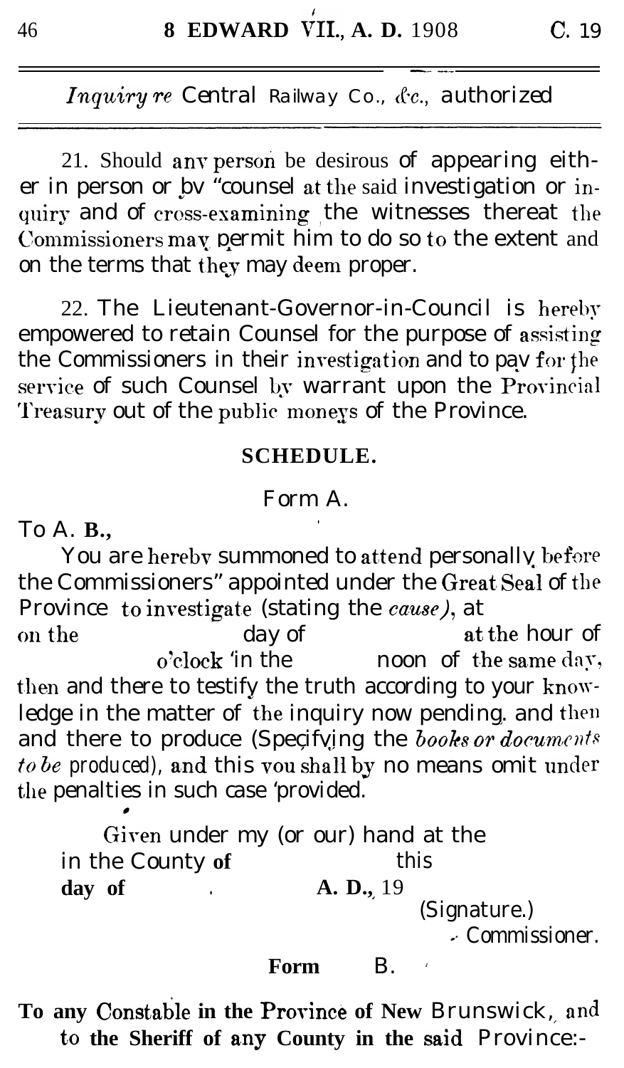21. Should any person be desirous of appearing either in person or by counsel at the said investigation or inquiry and of cross-examining the witnesses thereat the Commissioners may permit him to do so to the extent and on the terms that they may deem proper.

22. The Lieutenant-Governor-in-Council is hereby empowered to retain Counsel for the purpose of assisting the Commissioners in their investigation and to pay for the service of such Counsel by warrant upon the Provincial Treasury out of the public moneys of the Province.

## SCHEDULE.

### Form A.

To A. B.,

You are hereby summoned to attend personally before the Commissioners appointed under the Great Seal of the Province to investigate (stating the *cause)*, at on the day of at the hour of o'clock in the noon of the same day, then and there to testify the truth according to your knowledge in the matter of the inquiry now pending, and then and there to produce (Specifying the *books or documents to be produced*), and this you shall by no means omit under the penalties in such case provided.

Given under my (or our) hand at the in the County of this day of A. D., 19

(Signature.)
Commissioner.

### Form B.

**To any Constable in the Province of New Brunswick, and to the Sheriff of any County in the said Province:-**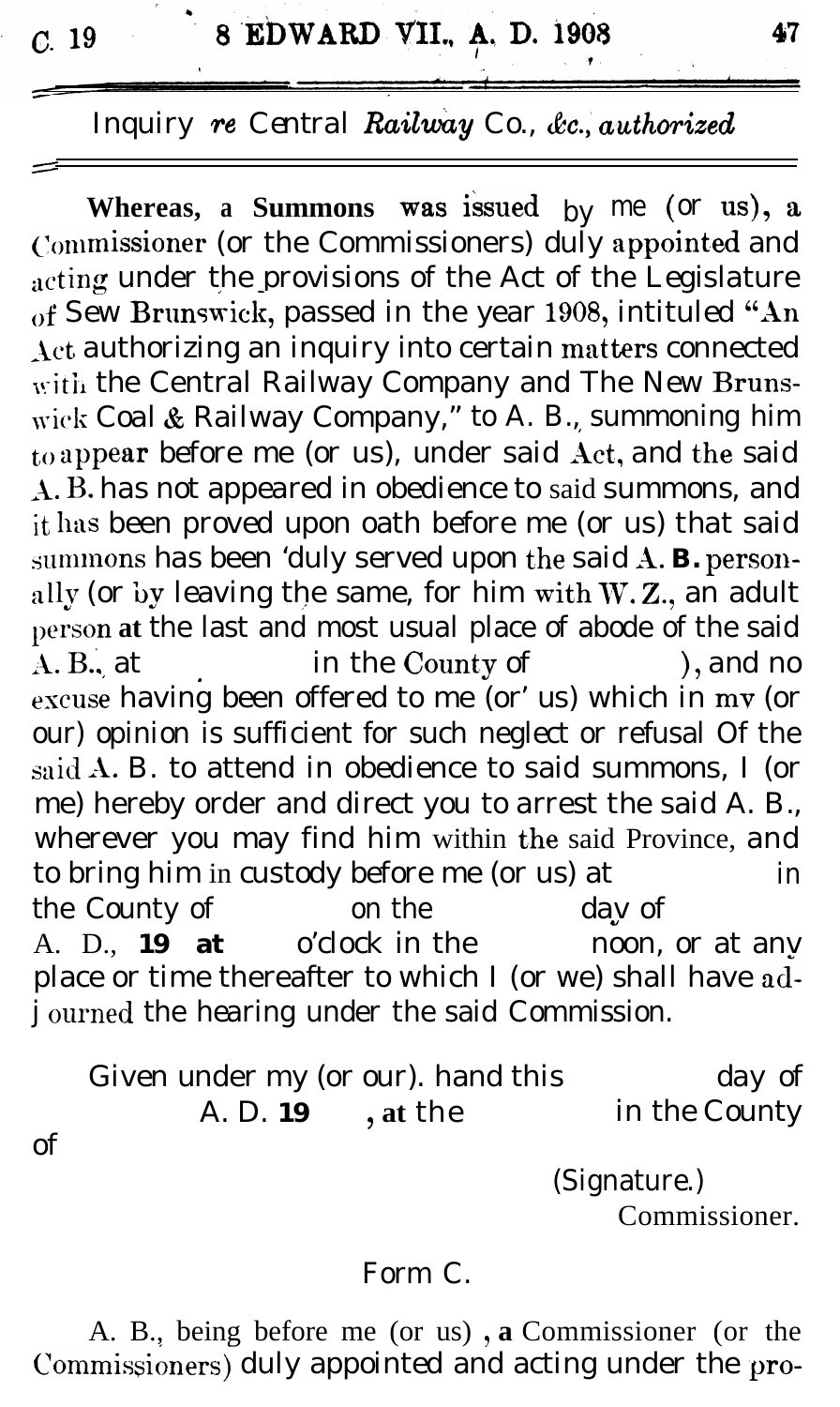Whereas, a Summons was issued by me (or us), a Commissioner (or the Commissioners) duly appointed and acting under the provisions of the Act of the Legislature of Sew Brunswick, passed in the year 1908, intituled "An Act authorizing an inquiry into certain matters connected with the Central Railway Company and The New Brunswick Coal & Railway Company," to A. B., summoning him to appear before me (or us), under said Act, and the said A. B. has not appeared in obedience to said summons, and it has been proved upon oath before me (or us) that said summons has been 'duly served upon the said A. B. personally (or by leaving the same, for him with W. Z., an adult person at the last and most usual place of abode of the said A. B., at        in the County of        ), and no excuse having been offered to me (or' us) which in my (or our) opinion is sufficient for such neglect or refusal Of the said A. B. to attend in obedience to said summons, I (or me) hereby order and direct you to arrest the said A. B., wherever you may find him within the said Province, and to bring him in custody before me (or us) at        in the County of        on the        day of        A. D., 19   at        o'clock in the        noon, or at any place or time thereafter to which I (or we) shall have adjourned the hearing under the said Commission.

Given under my (or our). hand this        day of        A. D. 19   , at the        in the County of

(Signature.)
Commissioner.

## Form C.

A. B., being before me (or us) , a Commissioner (or the Commissioners) duly appointed and acting under the pro-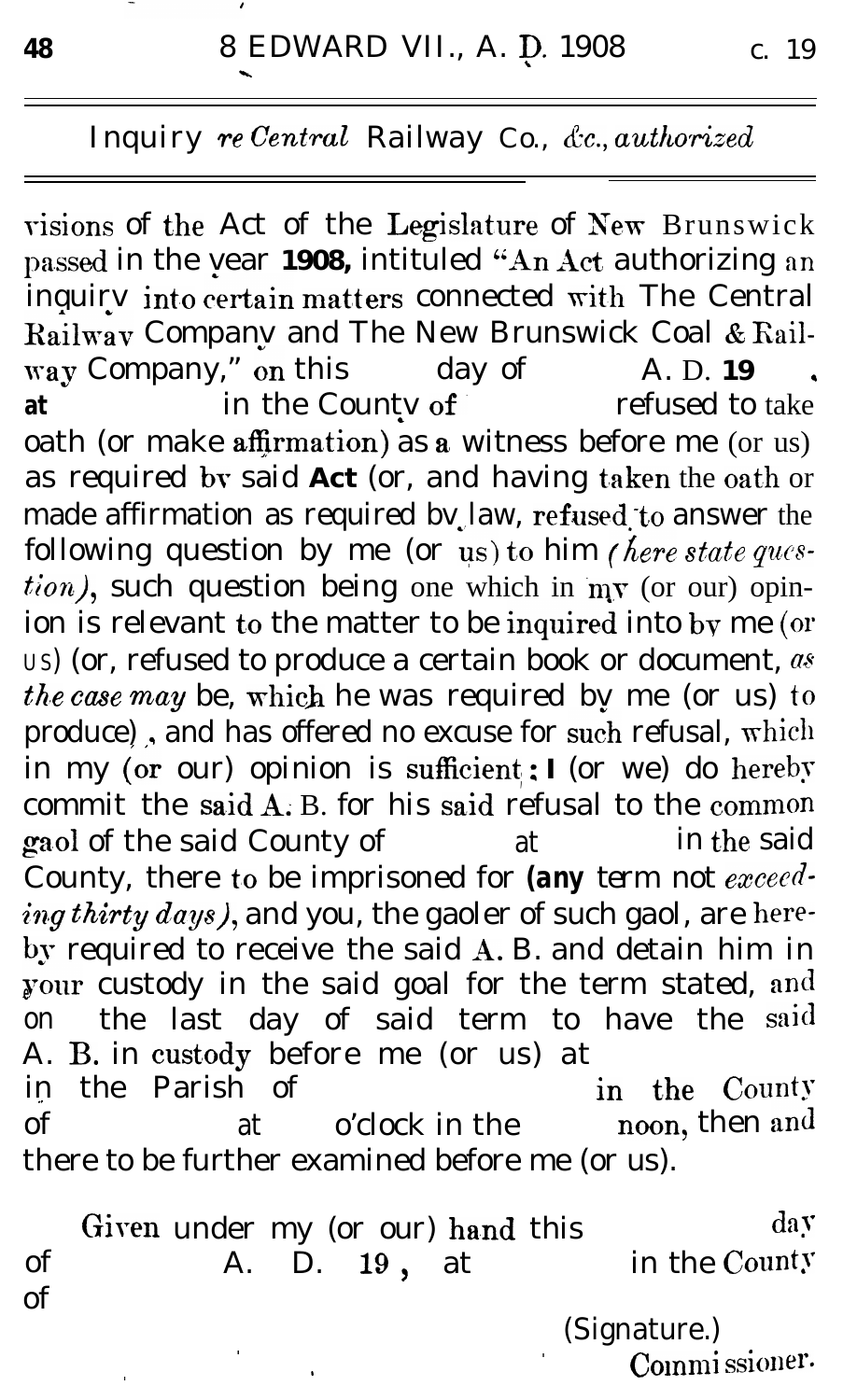visions of the Act of the Legislature of New Brunswick passed in the year **1908,** intituled "An Act authorizing an inquiry into certain matters connected with The Central Railway Company and The New Brunswick Coal & Railway Company," on this day of A. D. **19** , **at** in the County of refused to take oath (or make affirmation) as a witness before me (or us) as required by said **Act** (or, and having taken the oath or made affirmation as required by law, refused to answer the following question by me (or us) to him *(here state question)*, such question being one which in my (or our) opinion is relevant to the matter to be inquired into by me (or us) (or, refused to produce a certain book or document, *as the case may* be, which he was required by me (or us) to produce), and has offered no excuse for such refusal, which in my (or our) opinion is sufficient: **I** (or we) do hereby commit the said A. B. for his said refusal to the common gaol of the said County of at in the said County, there to be imprisoned for **(any** term not *exceeding thirty days)*, and you, the gaoler of such gaol, are hereby required to receive the said A. B. and detain him in your custody in the said goal for the term stated, and on the last day of said term to have the said A. B. in custody before me (or us) at in the Parish of in the County of at o'clock in the noon, then and there to be further examined before me (or us).

Given under my (or our) hand this day of A. D. 19 , at in the County of

(Signature.)
Commissioner.